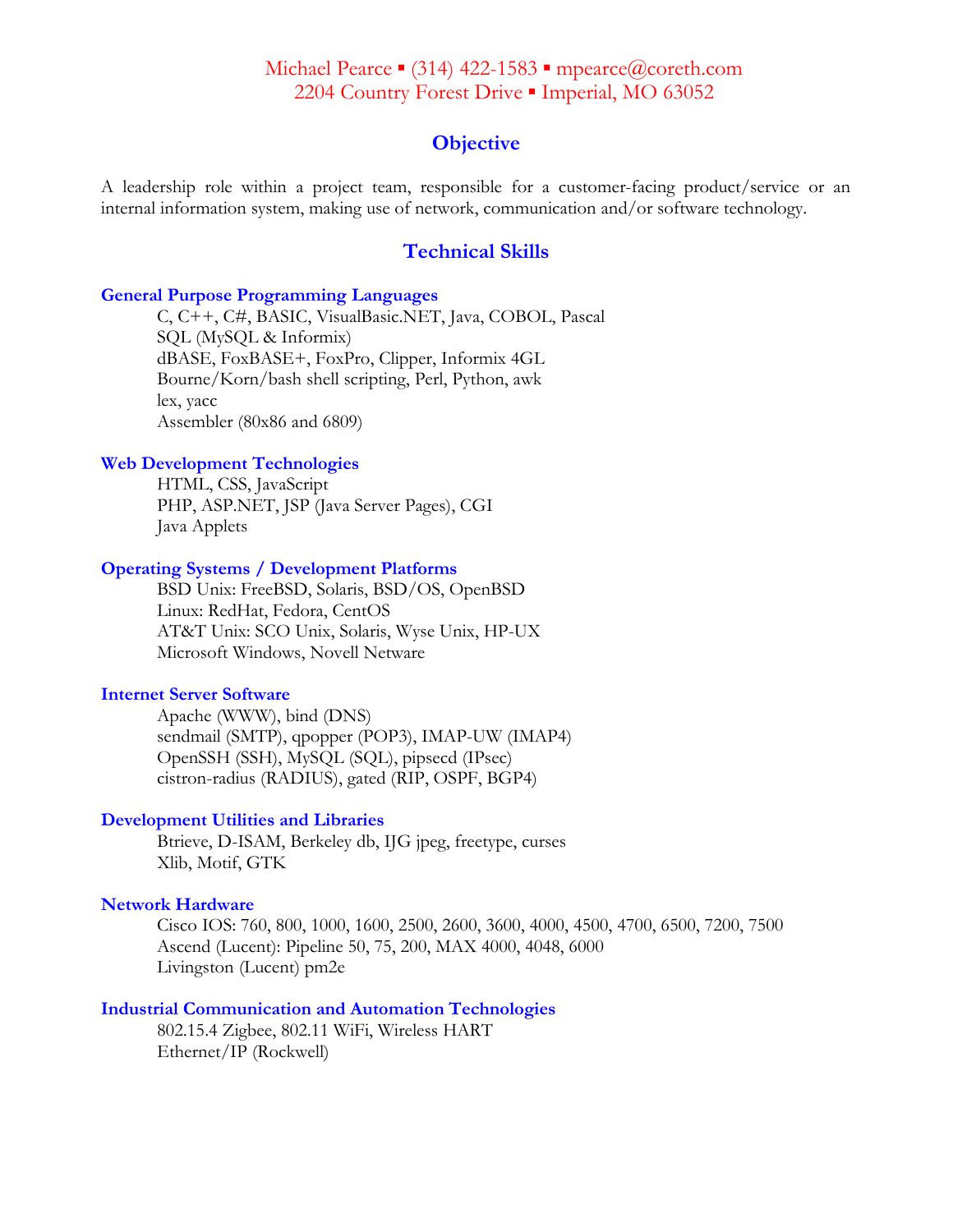Michael Pearce ▪ (314) 422-1583 ▪ mpearce@coreth.com
2204 Country Forest Drive ▪ Imperial, MO 63052

## Objective

A leadership role within a project team, responsible for a customer-facing product/service or an internal information system, making use of network, communication and/or software technology.

## Technical Skills

### General Purpose Programming Languages

C, C++, C#, BASIC, VisualBasic.NET, Java, COBOL, Pascal
SQL (MySQL & Informix)
dBASE, FoxBASE+, FoxPro, Clipper, Informix 4GL
Bourne/Korn/bash shell scripting, Perl, Python, awk
lex, yacc
Assembler (80x86 and 6809)

### Web Development Technologies

HTML, CSS, JavaScript
PHP, ASP.NET, JSP (Java Server Pages), CGI
Java Applets

### Operating Systems / Development Platforms

BSD Unix: FreeBSD, Solaris, BSD/OS, OpenBSD
Linux: RedHat, Fedora, CentOS
AT&T Unix: SCO Unix, Solaris, Wyse Unix, HP-UX
Microsoft Windows, Novell Netware

### Internet Server Software

Apache (WWW), bind (DNS)
sendmail (SMTP), qpopper (POP3), IMAP-UW (IMAP4)
OpenSSH (SSH), MySQL (SQL), pipsecd (IPsec)
cistron-radius (RADIUS), gated (RIP, OSPF, BGP4)

### Development Utilities and Libraries

Btrieve, D-ISAM, Berkeley db, IJG jpeg, freetype, curses
Xlib, Motif, GTK

### Network Hardware

Cisco IOS: 760, 800, 1000, 1600, 2500, 2600, 3600, 4000, 4500, 4700, 6500, 7200, 7500
Ascend (Lucent): Pipeline 50, 75, 200, MAX 4000, 4048, 6000
Livingston (Lucent) pm2e

### Industrial Communication and Automation Technologies

802.15.4 Zigbee, 802.11 WiFi, Wireless HART
Ethernet/IP (Rockwell)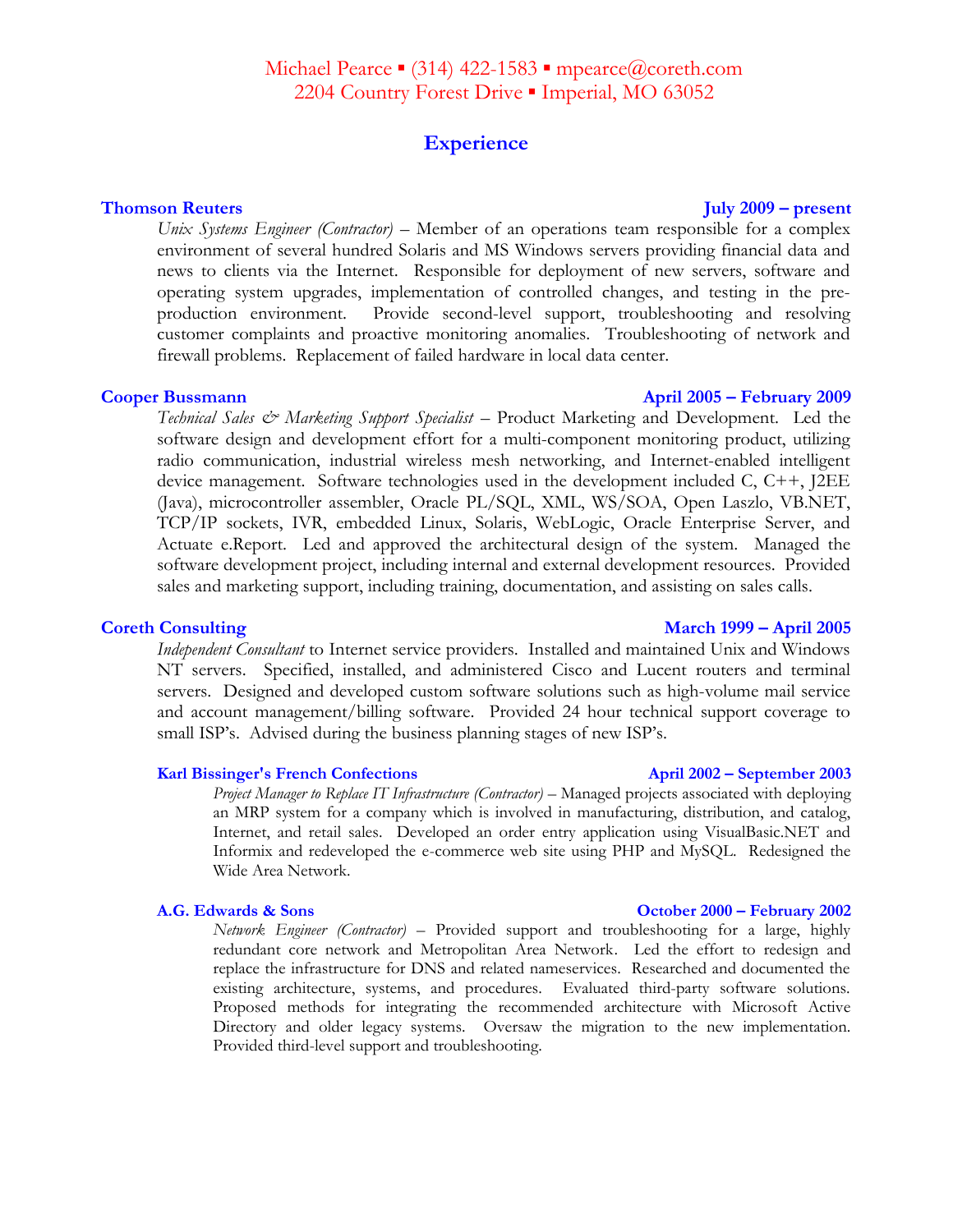Michael Pearce ▪ (314) 422-1583 ▪ mpearce@coreth.com
2204 Country Forest Drive ▪ Imperial, MO 63052

## Experience

**Thomson Reuters** **July 2009 – present**

*Unix Systems Engineer (Contractor)* – Member of an operations team responsible for a complex environment of several hundred Solaris and MS Windows servers providing financial data and news to clients via the Internet. Responsible for deployment of new servers, software and operating system upgrades, implementation of controlled changes, and testing in the pre-production environment. Provide second-level support, troubleshooting and resolving customer complaints and proactive monitoring anomalies. Troubleshooting of network and firewall problems. Replacement of failed hardware in local data center.

**Cooper Bussmann** **April 2005 – February 2009**

*Technical Sales & Marketing Support Specialist* – Product Marketing and Development. Led the software design and development effort for a multi-component monitoring product, utilizing radio communication, industrial wireless mesh networking, and Internet-enabled intelligent device management. Software technologies used in the development included C, C++, J2EE (Java), microcontroller assembler, Oracle PL/SQL, XML, WS/SOA, Open Laszlo, VB.NET, TCP/IP sockets, IVR, embedded Linux, Solaris, WebLogic, Oracle Enterprise Server, and Actuate e.Report. Led and approved the architectural design of the system. Managed the software development project, including internal and external development resources. Provided sales and marketing support, including training, documentation, and assisting on sales calls.

**Coreth Consulting** **March 1999 – April 2005**

*Independent Consultant* to Internet service providers. Installed and maintained Unix and Windows NT servers. Specified, installed, and administered Cisco and Lucent routers and terminal servers. Designed and developed custom software solutions such as high-volume mail service and account management/billing software. Provided 24 hour technical support coverage to small ISP's. Advised during the business planning stages of new ISP's.

**Karl Bissinger's French Confections** **April 2002 – September 2003**

*Project Manager to Replace IT Infrastructure (Contractor)* – Managed projects associated with deploying an MRP system for a company which is involved in manufacturing, distribution, and catalog, Internet, and retail sales. Developed an order entry application using VisualBasic.NET and Informix and redeveloped the e-commerce web site using PHP and MySQL. Redesigned the Wide Area Network.

**A.G. Edwards & Sons** **October 2000 – February 2002**

*Network Engineer (Contractor)* – Provided support and troubleshooting for a large, highly redundant core network and Metropolitan Area Network. Led the effort to redesign and replace the infrastructure for DNS and related nameservices. Researched and documented the existing architecture, systems, and procedures. Evaluated third-party software solutions. Proposed methods for integrating the recommended architecture with Microsoft Active Directory and older legacy systems. Oversaw the migration to the new implementation. Provided third-level support and troubleshooting.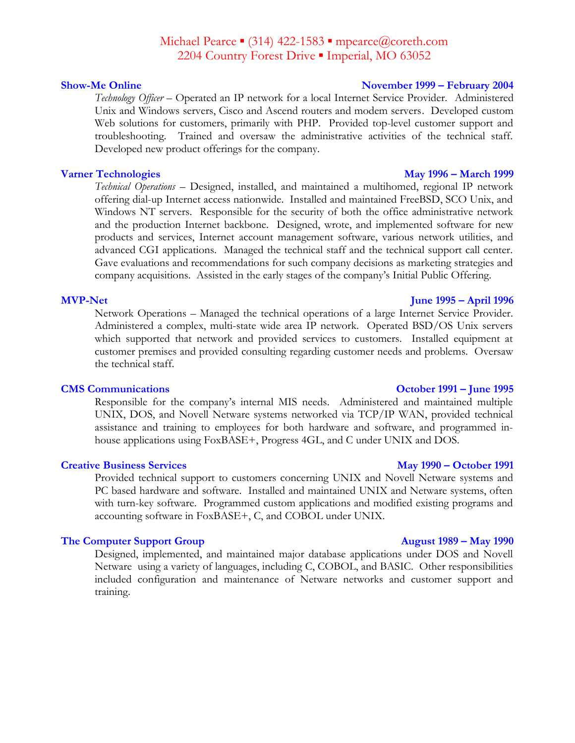Michael Pearce ▪ (314) 422-1583 ▪ mpearce@coreth.com
2204 Country Forest Drive ▪ Imperial, MO 63052

**Show-Me Online** — **November 1999 – February 2004**

*Technology Officer* – Operated an IP network for a local Internet Service Provider. Administered Unix and Windows servers, Cisco and Ascend routers and modem servers. Developed custom Web solutions for customers, primarily with PHP. Provided top-level customer support and troubleshooting. Trained and oversaw the administrative activities of the technical staff. Developed new product offerings for the company.

**Varner Technologies** — **May 1996 – March 1999**

*Technical Operations* – Designed, installed, and maintained a multihomed, regional IP network offering dial-up Internet access nationwide. Installed and maintained FreeBSD, SCO Unix, and Windows NT servers. Responsible for the security of both the office administrative network and the production Internet backbone. Designed, wrote, and implemented software for new products and services, Internet account management software, various network utilities, and advanced CGI applications. Managed the technical staff and the technical support call center. Gave evaluations and recommendations for such company decisions as marketing strategies and company acquisitions. Assisted in the early stages of the company's Initial Public Offering.

**MVP-Net** — **June 1995 – April 1996**

Network Operations – Managed the technical operations of a large Internet Service Provider. Administered a complex, multi-state wide area IP network. Operated BSD/OS Unix servers which supported that network and provided services to customers. Installed equipment at customer premises and provided consulting regarding customer needs and problems. Oversaw the technical staff.

**CMS Communications** — **October 1991 – June 1995**

Responsible for the company's internal MIS needs. Administered and maintained multiple UNIX, DOS, and Novell Netware systems networked via TCP/IP WAN, provided technical assistance and training to employees for both hardware and software, and programmed in-house applications using FoxBASE+, Progress 4GL, and C under UNIX and DOS.

**Creative Business Services** — **May 1990 – October 1991**

Provided technical support to customers concerning UNIX and Novell Netware systems and PC based hardware and software. Installed and maintained UNIX and Netware systems, often with turn-key software. Programmed custom applications and modified existing programs and accounting software in FoxBASE+, C, and COBOL under UNIX.

**The Computer Support Group** — **August 1989 – May 1990**

Designed, implemented, and maintained major database applications under DOS and Novell Netware using a variety of languages, including C, COBOL, and BASIC. Other responsibilities included configuration and maintenance of Netware networks and customer support and training.